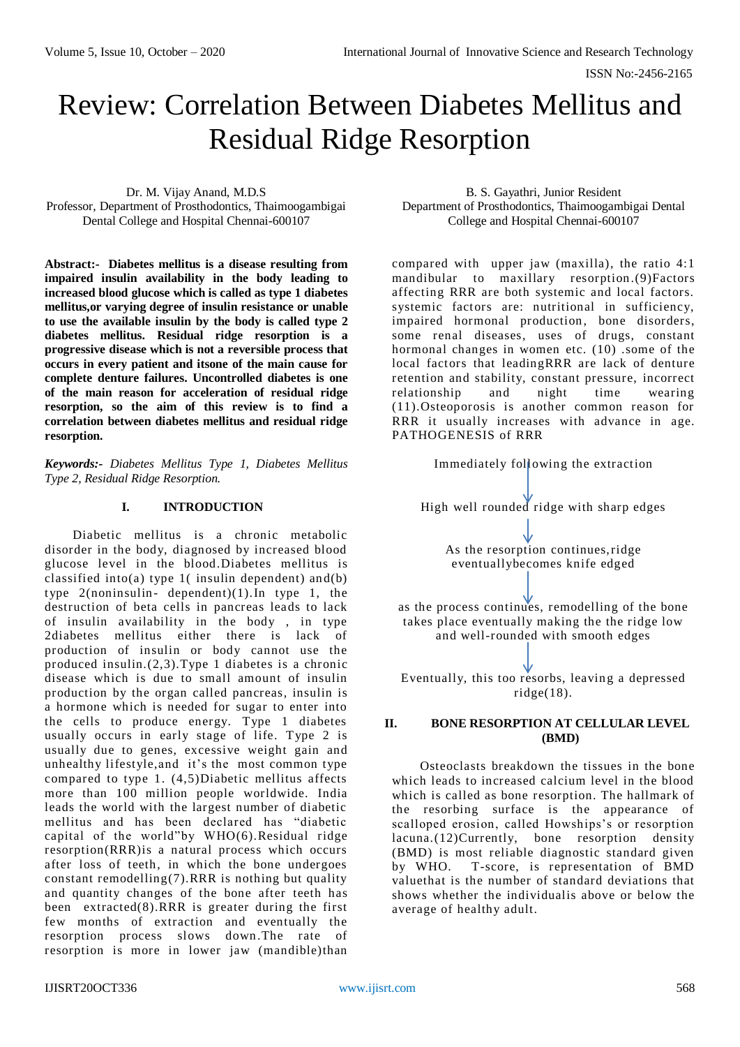# Review: Correlation Between Diabetes Mellitus and Residual Ridge Resorption

Dr. M. Vijay Anand, M.D.S
Professor, Department of Prosthodontics, Thaimoogambigai Dental College and Hospital Chennai-600107

B. S. Gayathri, Junior Resident
Department of Prosthodontics, Thaimoogambigai Dental College and Hospital Chennai-600107

**Abstract:- Diabetes mellitus is a disease resulting from impaired insulin availability in the body leading to increased blood glucose which is called as type 1 diabetes mellitus,or varying degree of insulin resistance or unable to use the available insulin by the body is called type 2 diabetes mellitus. Residual ridge resorption is a progressive disease which is not a reversible process that occurs in every patient and itsone of the main cause for complete denture failures. Uncontrolled diabetes is one of the main reason for acceleration of residual ridge resorption, so the aim of this review is to find a correlation between diabetes mellitus and residual ridge resorption.**

***Keywords:-*** *Diabetes Mellitus Type 1, Diabetes Mellitus Type 2, Residual Ridge Resorption.*

## I. INTRODUCTION

Diabetic mellitus is a chronic metabolic disorder in the body, diagnosed by increased blood glucose level in the blood.Diabetes mellitus is classified into(a) type 1( insulin dependent) and(b) type 2(noninsulin- dependent)(1).In type 1, the destruction of beta cells in pancreas leads to lack of insulin availability in the body , in type 2diabetes mellitus either there is lack of production of insulin or body cannot use the produced insulin.(2,3).Type 1 diabetes is a chronic disease which is due to small amount of insulin production by the organ called pancreas, insulin is a hormone which is needed for sugar to enter into the cells to produce energy. Type 1 diabetes usually occurs in early stage of life. Type 2 is usually due to genes, excessive weight gain and unhealthy lifestyle,and it's the most common type compared to type 1. (4,5)Diabetic mellitus affects more than 100 million people worldwide. India leads the world with the largest number of diabetic mellitus and has been declared has "diabetic capital of the world"by WHO(6).Residual ridge resorption(RRR)is a natural process which occurs after loss of teeth, in which the bone undergoes constant remodelling(7).RRR is nothing but quality and quantity changes of the bone after teeth has been extracted(8).RRR is greater during the first few months of extraction and eventually the resorption process slows down.The rate of resorption is more in lower jaw (mandible)than compared with upper jaw (maxilla), the ratio 4:1 mandibular to maxillary resorption.(9)Factors affecting RRR are both systemic and local factors. systemic factors are: nutritional in sufficiency, impaired hormonal production, bone disorders, some renal diseases, uses of drugs, constant hormonal changes in women etc. (10) .some of the local factors that leadingRRR are lack of denture retention and stability, constant pressure, incorrect relationship and night time wearing (11).Osteoporosis is another common reason for RRR it usually increases with advance in age. PATHOGENESIS of RRR

Immediately following the extraction

↓

High well rounded ridge with sharp edges

↓

As the resorption continues,ridge eventuallybecomes knife edged

↓

as the process continues, remodelling of the bone takes place eventually making the the ridge low and well-rounded with smooth edges

↓

Eventually, this too resorbs, leaving a depressed ridge(18).

## II. BONE RESORPTION AT CELLULAR LEVEL (BMD)

Osteoclasts breakdown the tissues in the bone which leads to increased calcium level in the blood which is called as bone resorption. The hallmark of the resorbing surface is the appearance of scalloped erosion, called Howships's or resorption lacuna.(12)Currently, bone resorption density (BMD) is most reliable diagnostic standard given by WHO. T-score, is representation of BMD valuethat is the number of standard deviations that shows whether the individualis above or below the average of healthy adult.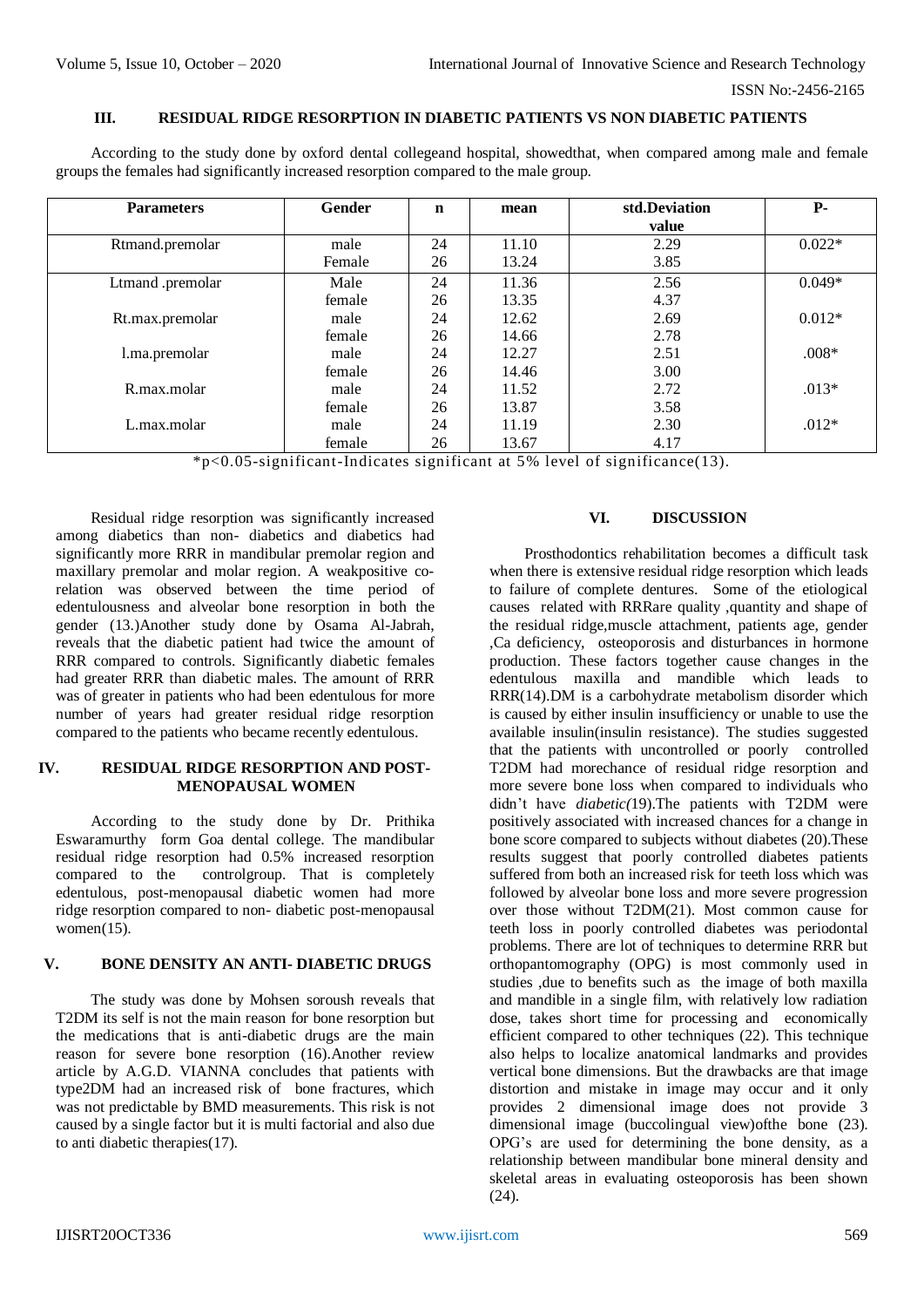### III. RESIDUAL RIDGE RESORPTION IN DIABETIC PATIENTS VS NON DIABETIC PATIENTS

According to the study done by oxford dental collegeand hospital, showedthat, when compared among male and female groups the females had significantly increased resorption compared to the male group.

| Parameters | Gender | n | mean | std.Deviation value | P- |
|---|---|---|---|---|---|
| Rtmand.premolar | male | 24 | 11.10 | 2.29 | 0.022* |
| | Female | 26 | 13.24 | 3.85 | |
| Ltmand .premolar | Male | 24 | 11.36 | 2.56 | 0.049* |
| | female | 26 | 13.35 | 4.37 | |
| Rt.max.premolar | male | 24 | 12.62 | 2.69 | 0.012* |
| | female | 26 | 14.66 | 2.78 | |
| l.ma.premolar | male | 24 | 12.27 | 2.51 | .008* |
| | female | 26 | 14.46 | 3.00 | |
| R.max.molar | male | 24 | 11.52 | 2.72 | .013* |
| | female | 26 | 13.87 | 3.58 | |
| L.max.molar | male | 24 | 11.19 | 2.30 | .012* |
| | female | 26 | 13.67 | 4.17 | |

*p<0.05-significant-Indicates significant at 5% level of significance(13).

Residual ridge resorption was significantly increased among diabetics than non- diabetics and diabetics had significantly more RRR in mandibular premolar region and maxillary premolar and molar region. A weakpositive co-relation was observed between the time period of edentulousness and alveolar bone resorption in both the gender (13.)Another study done by Osama Al-Jabrah, reveals that the diabetic patient had twice the amount of RRR compared to controls. Significantly diabetic females had greater RRR than diabetic males. The amount of RRR was of greater in patients who had been edentulous for more number of years had greater residual ridge resorption compared to the patients who became recently edentulous.

### IV. RESIDUAL RIDGE RESORPTION AND POST-MENOPAUSAL WOMEN

According to the study done by Dr. Prithika Eswaramurthy form Goa dental college. The mandibular residual ridge resorption had 0.5% increased resorption compared to the controlgroup. That is completely edentulous, post-menopausal diabetic women had more ridge resorption compared to non- diabetic post-menopausal women(15).

### V. BONE DENSITY AN ANTI- DIABETIC DRUGS

The study was done by Mohsen soroush reveals that T2DM its self is not the main reason for bone resorption but the medications that is anti-diabetic drugs are the main reason for severe bone resorption (16).Another review article by A.G.D. VIANNA concludes that patients with type2DM had an increased risk of bone fractures, which was not predictable by BMD measurements. This risk is not caused by a single factor but it is multi factorial and also due to anti diabetic therapies(17).

### VI. DISCUSSION

Prosthodontics rehabilitation becomes a difficult task when there is extensive residual ridge resorption which leads to failure of complete dentures. Some of the etiological causes related with RRRare quality ,quantity and shape of the residual ridge,muscle attachment, patients age, gender ,Ca deficiency, osteoporosis and disturbances in hormone production. These factors together cause changes in the edentulous maxilla and mandible which leads to RRR(14).DM is a carbohydrate metabolism disorder which is caused by either insulin insufficiency or unable to use the available insulin(insulin resistance). The studies suggested that the patients with uncontrolled or poorly controlled T2DM had morechance of residual ridge resorption and more severe bone loss when compared to individuals who didn't have *diabetic(*19).The patients with T2DM were positively associated with increased chances for a change in bone score compared to subjects without diabetes (20).These results suggest that poorly controlled diabetes patients suffered from both an increased risk for teeth loss which was followed by alveolar bone loss and more severe progression over those without T2DM(21). Most common cause for teeth loss in poorly controlled diabetes was periodontal problems. There are lot of techniques to determine RRR but orthopantomography (OPG) is most commonly used in studies ,due to benefits such as the image of both maxilla and mandible in a single film, with relatively low radiation dose, takes short time for processing and economically efficient compared to other techniques (22). This technique also helps to localize anatomical landmarks and provides vertical bone dimensions. But the drawbacks are that image distortion and mistake in image may occur and it only provides 2 dimensional image does not provide 3 dimensional image (buccolingual view)ofthe bone (23). OPG's are used for determining the bone density, as a relationship between mandibular bone mineral density and skeletal areas in evaluating osteoporosis has been shown (24).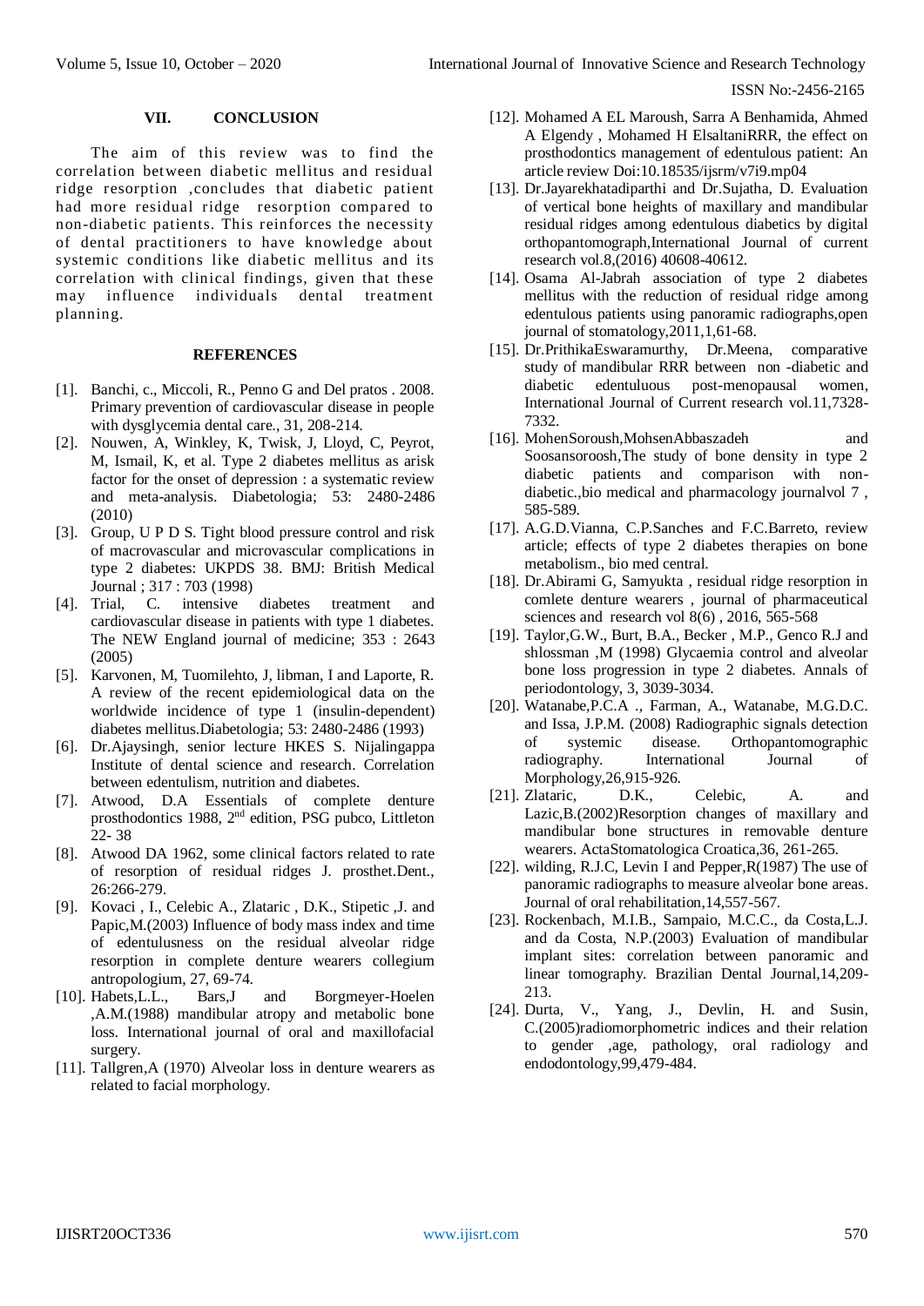## VII. CONCLUSION

The aim of this review was to find the correlation between diabetic mellitus and residual ridge resorption ,concludes that diabetic patient had more residual ridge resorption compared to non-diabetic patients. This reinforces the necessity of dental practitioners to have knowledge about systemic conditions like diabetic mellitus and its correlation with clinical findings, given that these may influence individuals dental treatment planning.

## REFERENCES

[1]. Banchi, c., Miccoli, R., Penno G and Del pratos . 2008. Primary prevention of cardiovascular disease in people with dysglycemia dental care., 31, 208-214.

[2]. Nouwen, A, Winkley, K, Twisk, J, Lloyd, C, Peyrot, M, Ismail, K, et al. Type 2 diabetes mellitus as arisk factor for the onset of depression : a systematic review and meta-analysis. Diabetologia; 53: 2480-2486 (2010)

[3]. Group, U P D S. Tight blood pressure control and risk of macrovascular and microvascular complications in type 2 diabetes: UKPDS 38. BMJ: British Medical Journal ; 317 : 703 (1998)

[4]. Trial, C. intensive diabetes treatment and cardiovascular disease in patients with type 1 diabetes. The NEW England journal of medicine; 353 : 2643 (2005)

[5]. Karvonen, M, Tuomilehto, J, libman, I and Laporte, R. A review of the recent epidemiological data on the worldwide incidence of type 1 (insulin-dependent) diabetes mellitus.Diabetologia; 53: 2480-2486 (1993)

[6]. Dr.Ajaysingh, senior lecture HKES S. Nijalingappa Institute of dental science and research. Correlation between edentulism, nutrition and diabetes.

[7]. Atwood, D.A Essentials of complete denture prosthodontics 1988, 2nd edition, PSG pubco, Littleton 22- 38

[8]. Atwood DA 1962, some clinical factors related to rate of resorption of residual ridges J. prosthet.Dent., 26:266-279.

[9]. Kovaci , I., Celebic A., Zlataric , D.K., Stipetic ,J. and Papic,M.(2003) Influence of body mass index and time of edentulesness on the residual alveolar ridge resorption in complete denture wearers collegium antropologium, 27, 69-74.

[10]. Habets,L.L., Bars,J and Borgmeyer-Hoelen ,A.M.(1988) mandibular atropy and metabolic bone loss. International journal of oral and maxillofacial surgery.

[11]. Tallgren,A (1970) Alveolar loss in denture wearers as related to facial morphology.

[12]. Mohamed A EL Maroush, Sarra A Benhamida, Ahmed A Elgendy , Mohamed H ElsaltaniRRR, the effect on prosthodontics management of edentulous patient: An article review Doi:10.18535/ijsrm/v7i9.mp04

[13]. Dr.Jayarekhatadiparthi and Dr.Sujatha, D. Evaluation of vertical bone heights of maxillary and mandibular residual ridges among edentulous diabetics by digital orthopantomograph,International Journal of current research vol.8,(2016) 40608-40612.

[14]. Osama Al-Jabrah association of type 2 diabetes mellitus with the reduction of residual ridge among edentulous patients using panoramic radiographs,open journal of stomatology,2011,1,61-68.

[15]. Dr.PrithikaEswaramurthy, Dr.Meena, comparative study of mandibular RRR between non -diabetic and diabetic edentuluous post-menopausal women, International Journal of Current research vol.11,7328-7332.

[16]. MohenSoroush,MohsenAbbaszadeh and Soosansoroosh,The study of bone density in type 2 diabetic patients and comparison with non-diabetic.,bio medical and pharmacology journalvol 7 , 585-589.

[17]. A.G.D.Vianna, C.P.Sanches and F.C.Barreto, review article; effects of type 2 diabetes therapies on bone metabolism., bio med central.

[18]. Dr.Abirami G, Samyukta , residual ridge resorption in comlete denture wearers , journal of pharmaceutical sciences and research vol 8(6) , 2016, 565-568

[19]. Taylor,G.W., Burt, B.A., Becker , M.P., Genco R.J and shlossman ,M (1998) Glycaemia control and alveolar bone loss progression in type 2 diabetes. Annals of periodontology, 3, 3039-3034.

[20]. Watanabe,P.C.A ., Farman, A., Watanabe, M.G.D.C. and Issa, J.P.M. (2008) Radiographic signals detection of systemic disease. Orthopantomographic radiography. International Journal of Morphology,26,915-926.

[21]. Zlataric, D.K., Celebic, A. and Lazic,B.(2002)Resorption changes of maxillary and mandibular bone structures in removable denture wearers. ActaStomatologica Croatica,36, 261-265.

[22]. wilding, R.J.C, Levin I and Pepper,R(1987) The use of panoramic radiographs to measure alveolar bone areas. Journal of oral rehabilitation,14,557-567.

[23]. Rockenbach, M.I.B., Sampaio, M.C.C., da Costa,L.J. and da Costa, N.P.(2003) Evaluation of mandibular implant sites: correlation between panoramic and linear tomography. Brazilian Dental Journal,14,209-213.

[24]. Durta, V., Yang, J., Devlin, H. and Susin, C.(2005)radiomorphometric indices and their relation to gender ,age, pathology, oral radiology and endodontology,99,479-484.